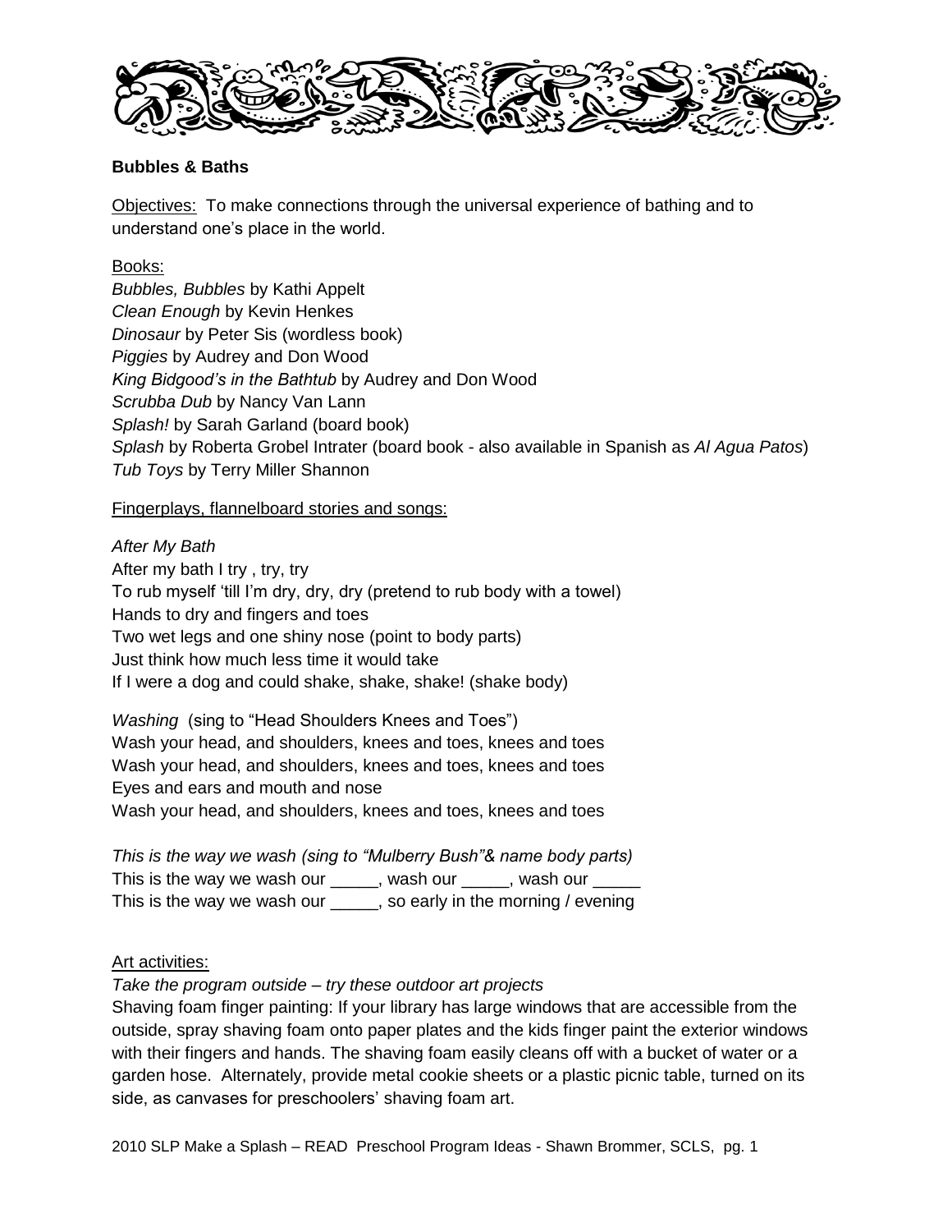**Bubbles & Baths**

Objectives: To make connections through the universal experience of bathing and to understand one's place in the world.

Books:

*Bubbles, Bubbles* by Kathi Appelt  
*Clean Enough* by Kevin Henkes  
*Dinosaur* by Peter Sis (wordless book)  
*Piggies* by Audrey and Don Wood  
*King Bidgood's in the Bathtub* by Audrey and Don Wood  
*Scrubba Dub* by Nancy Van Lann  
*Splash!* by Sarah Garland (board book)  
*Splash* by Roberta Grobel Intrater (board book - also available in Spanish as *Al Agua Patos*)  
*Tub Toys* by Terry Miller Shannon

Fingerplays, flannelboard stories and songs:

*After My Bath*  
After my bath I try , try, try  
To rub myself 'till I'm dry, dry, dry (pretend to rub body with a towel)  
Hands to dry and fingers and toes  
Two wet legs and one shiny nose (point to body parts)  
Just think how much less time it would take  
If I were a dog and could shake, shake, shake! (shake body)

*Washing* (sing to "Head Shoulders Knees and Toes")  
Wash your head, and shoulders, knees and toes, knees and toes  
Wash your head, and shoulders, knees and toes, knees and toes  
Eyes and ears and mouth and nose  
Wash your head, and shoulders, knees and toes, knees and toes

*This is the way we wash (sing to "Mulberry Bush"& name body parts)*  
This is the way we wash our _____, wash our _____, wash our _____  
This is the way we wash our _____, so early in the morning / evening

Art activities:

*Take the program outside – try these outdoor art projects*  
Shaving foam finger painting: If your library has large windows that are accessible from the outside, spray shaving foam onto paper plates and the kids finger paint the exterior windows with their fingers and hands. The shaving foam easily cleans off with a bucket of water or a garden hose. Alternately, provide metal cookie sheets or a plastic picnic table, turned on its side, as canvases for preschoolers' shaving foam art.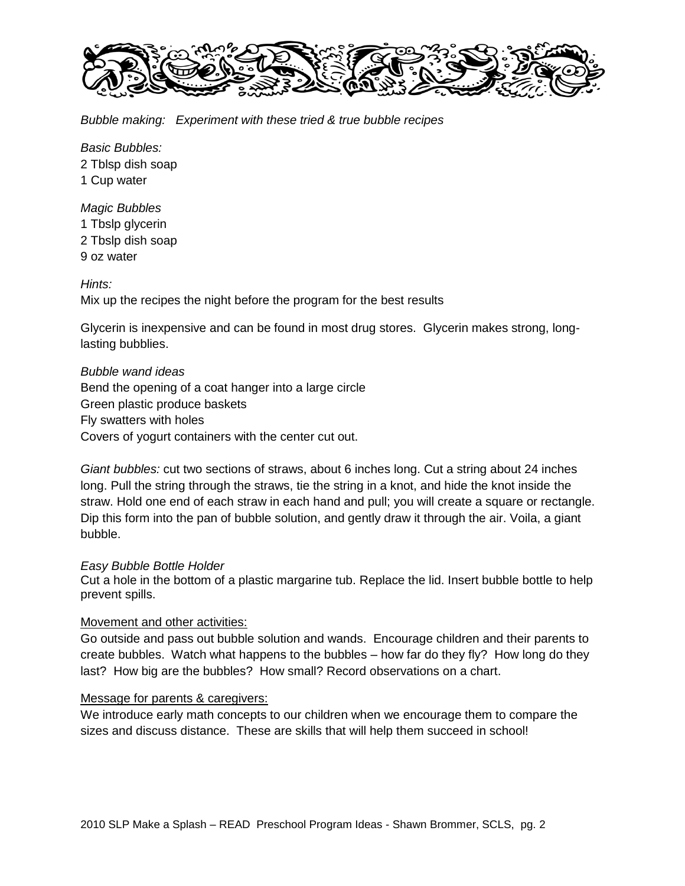*Bubble making: Experiment with these tried & true bubble recipes*

*Basic Bubbles:*
2 Tblsp dish soap
1 Cup water

*Magic Bubbles*
1 Tbslp glycerin
2 Tbslp dish soap
9 oz water

*Hints:*
Mix up the recipes the night before the program for the best results

Glycerin is inexpensive and can be found in most drug stores. Glycerin makes strong, long-lasting bubblies.

*Bubble wand ideas*
Bend the opening of a coat hanger into a large circle
Green plastic produce baskets
Fly swatters with holes
Covers of yogurt containers with the center cut out.

*Giant bubbles:* cut two sections of straws, about 6 inches long. Cut a string about 24 inches long. Pull the string through the straws, tie the string in a knot, and hide the knot inside the straw. Hold one end of each straw in each hand and pull; you will create a square or rectangle. Dip this form into the pan of bubble solution, and gently draw it through the air. Voila, a giant bubble.

*Easy Bubble Bottle Holder*
Cut a hole in the bottom of a plastic margarine tub. Replace the lid. Insert bubble bottle to help prevent spills.

<u>Movement and other activities:</u>
Go outside and pass out bubble solution and wands. Encourage children and their parents to create bubbles. Watch what happens to the bubbles – how far do they fly? How long do they last? How big are the bubbles? How small? Record observations on a chart.

<u>Message for parents & caregivers:</u>
We introduce early math concepts to our children when we encourage them to compare the sizes and discuss distance. These are skills that will help them succeed in school!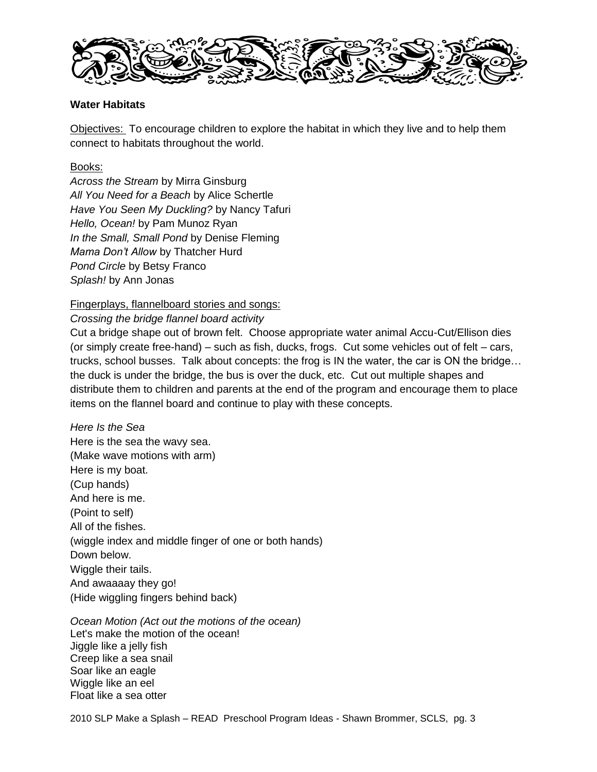**Water Habitats**

Objectives: To encourage children to explore the habitat in which they live and to help them connect to habitats throughout the world.

Books:

*Across the Stream* by Mirra Ginsburg
*All You Need for a Beach* by Alice Schertle
*Have You Seen My Duckling?* by Nancy Tafuri
*Hello, Ocean!* by Pam Munoz Ryan
*In the Small, Small Pond* by Denise Fleming
*Mama Don't Allow* by Thatcher Hurd
*Pond Circle* by Betsy Franco
*Splash!* by Ann Jonas

Fingerplays, flannelboard stories and songs:

*Crossing the bridge flannel board activity*

Cut a bridge shape out of brown felt. Choose appropriate water animal Accu-Cut/Ellison dies (or simply create free-hand) – such as fish, ducks, frogs. Cut some vehicles out of felt – cars, trucks, school busses. Talk about concepts: the frog is IN the water, the car is ON the bridge… the duck is under the bridge, the bus is over the duck, etc. Cut out multiple shapes and distribute them to children and parents at the end of the program and encourage them to place items on the flannel board and continue to play with these concepts.

*Here Is the Sea*

Here is the sea the wavy sea.
(Make wave motions with arm)
Here is my boat.
(Cup hands)
And here is me.
(Point to self)
All of the fishes.
(wiggle index and middle finger of one or both hands)
Down below.
Wiggle their tails.
And awaaaay they go!
(Hide wiggling fingers behind back)

*Ocean Motion (Act out the motions of the ocean)*

Let's make the motion of the ocean!
Jiggle like a jelly fish
Creep like a sea snail
Soar like an eagle
Wiggle like an eel
Float like a sea otter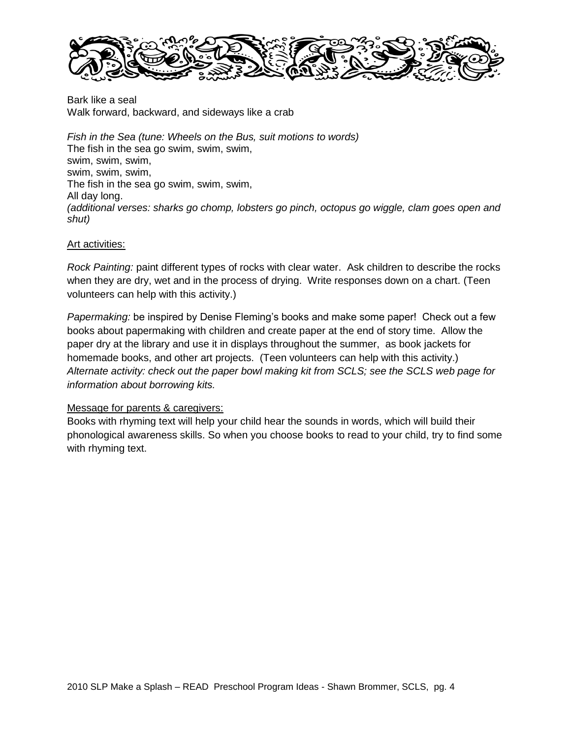Bark like a seal
Walk forward, backward, and sideways like a crab

*Fish in the Sea (tune: Wheels on the Bus, suit motions to words)*
The fish in the sea go swim, swim, swim,
swim, swim, swim,
swim, swim, swim,
The fish in the sea go swim, swim, swim,
All day long.
*(additional verses: sharks go chomp, lobsters go pinch, octopus go wiggle, clam goes open and shut)*

<u>Art activities:</u>

*Rock Painting:* paint different types of rocks with clear water. Ask children to describe the rocks when they are dry, wet and in the process of drying. Write responses down on a chart. (Teen volunteers can help with this activity.)

*Papermaking:* be inspired by Denise Fleming's books and make some paper! Check out a few books about papermaking with children and create paper at the end of story time. Allow the paper dry at the library and use it in displays throughout the summer, as book jackets for homemade books, and other art projects. (Teen volunteers can help with this activity.)
*Alternate activity: check out the paper bowl making kit from SCLS; see the SCLS web page for information about borrowing kits.*

<u>Message for parents & caregivers:</u>
Books with rhyming text will help your child hear the sounds in words, which will build their phonological awareness skills. So when you choose books to read to your child, try to find some with rhyming text.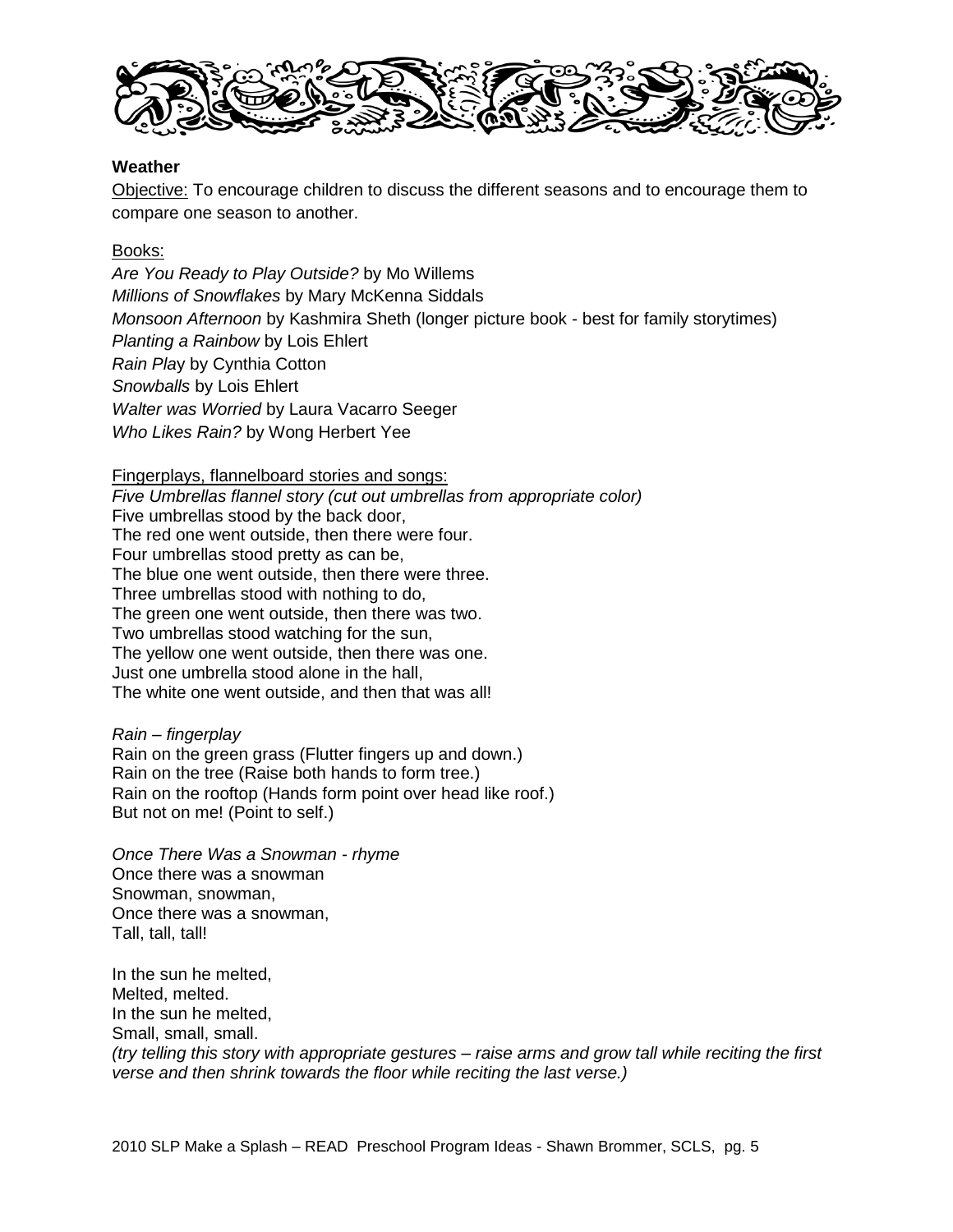**Weather**

Objective: To encourage children to discuss the different seasons and to encourage them to compare one season to another.

Books:

*Are You Ready to Play Outside?* by Mo Willems
*Millions of Snowflakes* by Mary McKenna Siddals
*Monsoon Afternoon* by Kashmira Sheth (longer picture book - best for family storytimes)
*Planting a Rainbow* by Lois Ehlert
*Rain Pla*y by Cynthia Cotton
*Snowballs* by Lois Ehlert
*Walter was Worried* by Laura Vacarro Seeger
*Who Likes Rain?* by Wong Herbert Yee

Fingerplays, flannelboard stories and songs:

*Five Umbrellas flannel story (cut out umbrellas from appropriate color)*
Five umbrellas stood by the back door,
The red one went outside, then there were four.
Four umbrellas stood pretty as can be,
The blue one went outside, then there were three.
Three umbrellas stood with nothing to do,
The green one went outside, then there was two.
Two umbrellas stood watching for the sun,
The yellow one went outside, then there was one.
Just one umbrella stood alone in the hall,
The white one went outside, and then that was all!

*Rain – fingerplay*
Rain on the green grass (Flutter fingers up and down.)
Rain on the tree (Raise both hands to form tree.)
Rain on the rooftop (Hands form point over head like roof.)
But not on me! (Point to self.)

*Once There Was a Snowman - rhyme*
Once there was a snowman
Snowman, snowman,
Once there was a snowman,
Tall, tall, tall!

In the sun he melted,
Melted, melted.
In the sun he melted,
Small, small, small.
*(try telling this story with appropriate gestures – raise arms and grow tall while reciting the first verse and then shrink towards the floor while reciting the last verse.)*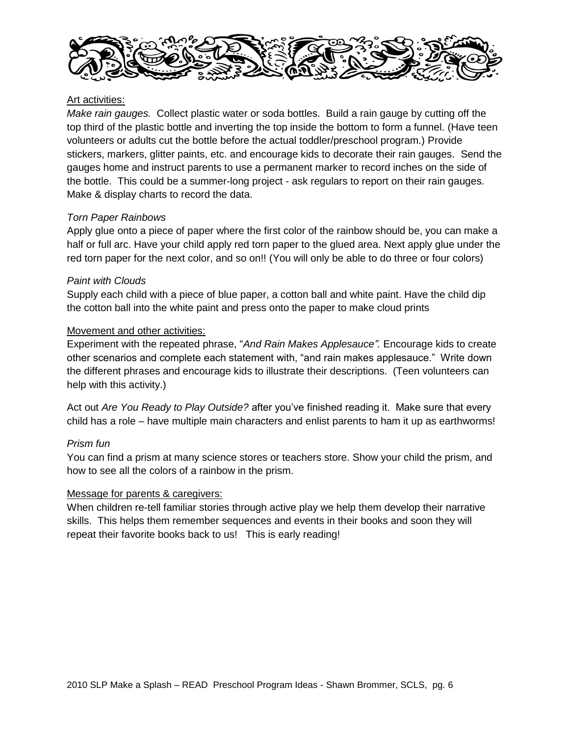Art activities:

*Make rain gauges.* Collect plastic water or soda bottles. Build a rain gauge by cutting off the top third of the plastic bottle and inverting the top inside the bottom to form a funnel. (Have teen volunteers or adults cut the bottle before the actual toddler/preschool program.) Provide stickers, markers, glitter paints, etc. and encourage kids to decorate their rain gauges. Send the gauges home and instruct parents to use a permanent marker to record inches on the side of the bottle. This could be a summer-long project - ask regulars to report on their rain gauges. Make & display charts to record the data.

*Torn Paper Rainbows*

Apply glue onto a piece of paper where the first color of the rainbow should be, you can make a half or full arc. Have your child apply red torn paper to the glued area. Next apply glue under the red torn paper for the next color, and so on!! (You will only be able to do three or four colors)

*Paint with Clouds*

Supply each child with a piece of blue paper, a cotton ball and white paint. Have the child dip the cotton ball into the white paint and press onto the paper to make cloud prints

Movement and other activities:

Experiment with the repeated phrase, "*And Rain Makes Applesauce".* Encourage kids to create other scenarios and complete each statement with, "and rain makes applesauce." Write down the different phrases and encourage kids to illustrate their descriptions. (Teen volunteers can help with this activity.)

Act out *Are You Ready to Play Outside?* after you've finished reading it. Make sure that every child has a role – have multiple main characters and enlist parents to ham it up as earthworms!

*Prism fun*

You can find a prism at many science stores or teachers store. Show your child the prism, and how to see all the colors of a rainbow in the prism.

Message for parents & caregivers:

When children re-tell familiar stories through active play we help them develop their narrative skills. This helps them remember sequences and events in their books and soon they will repeat their favorite books back to us! This is early reading!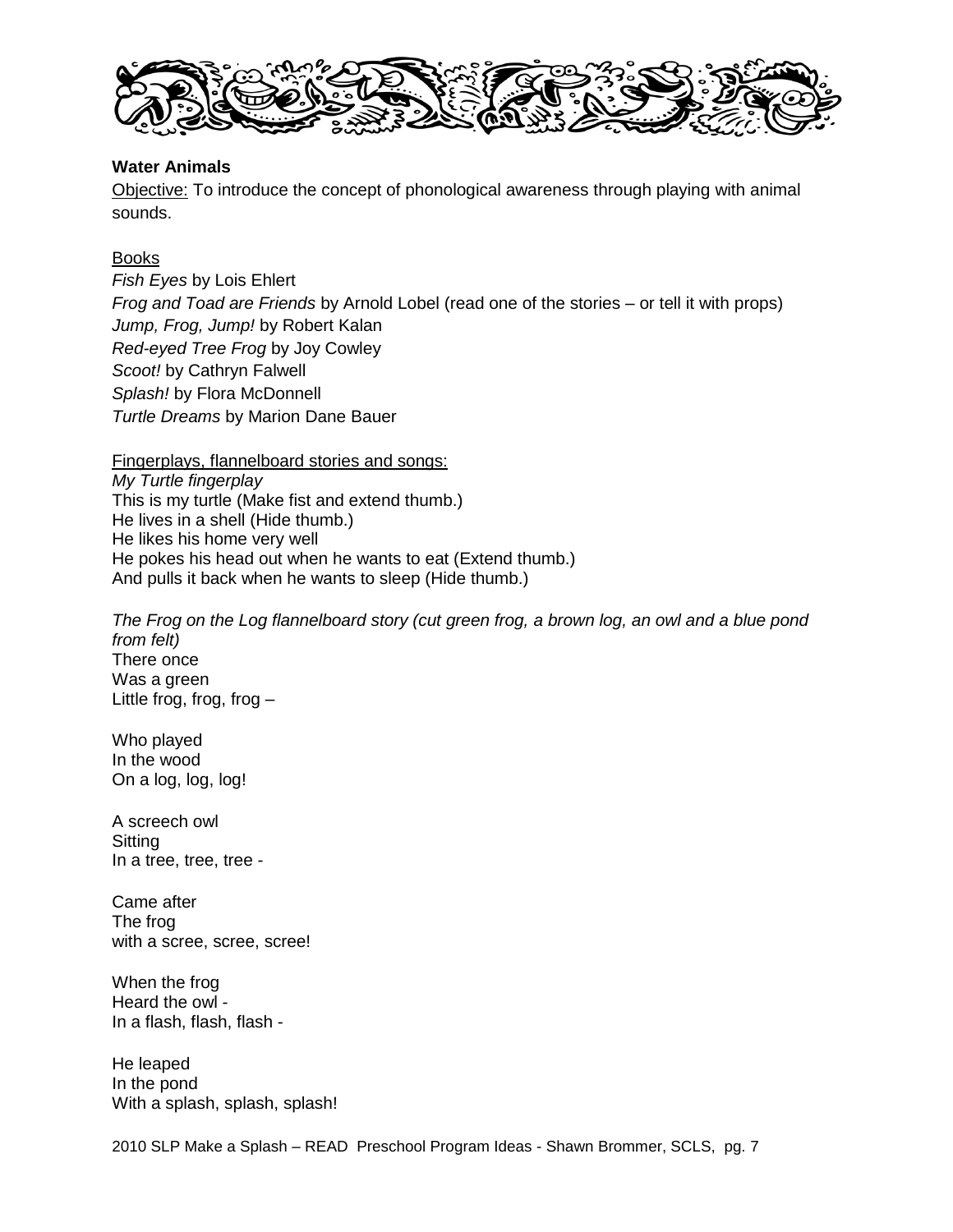**Water Animals**

Objective: To introduce the concept of phonological awareness through playing with animal sounds.

Books

*Fish Eyes* by Lois Ehlert
*Frog and Toad are Friends* by Arnold Lobel (read one of the stories – or tell it with props)
*Jump, Frog, Jump!* by Robert Kalan
*Red-eyed Tree Frog* by Joy Cowley
*Scoot!* by Cathryn Falwell
*Splash!* by Flora McDonnell
*Turtle Dreams* by Marion Dane Bauer

Fingerplays, flannelboard stories and songs:

*My Turtle fingerplay*
This is my turtle (Make fist and extend thumb.)
He lives in a shell (Hide thumb.)
He likes his home very well
He pokes his head out when he wants to eat (Extend thumb.)
And pulls it back when he wants to sleep (Hide thumb.)

*The Frog on the Log flannelboard story (cut green frog, a brown log, an owl and a blue pond from felt)*

There once
Was a green
Little frog, frog, frog –

Who played
In the wood
On a log, log, log!

A screech owl
Sitting
In a tree, tree, tree -

Came after
The frog
with a scree, scree, scree!

When the frog
Heard the owl -
In a flash, flash, flash -

He leaped
In the pond
With a splash, splash, splash!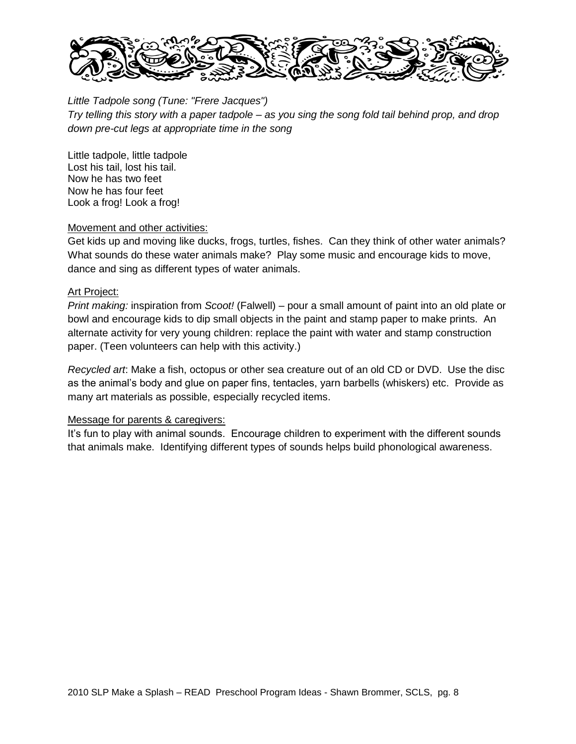*Little Tadpole song (Tune: "Frere Jacques")*
*Try telling this story with a paper tadpole – as you sing the song fold tail behind prop, and drop down pre-cut legs at appropriate time in the song*

Little tadpole, little tadpole
Lost his tail, lost his tail.
Now he has two feet
Now he has four feet
Look a frog! Look a frog!

<u>Movement and other activities:</u>
Get kids up and moving like ducks, frogs, turtles, fishes. Can they think of other water animals? What sounds do these water animals make? Play some music and encourage kids to move, dance and sing as different types of water animals.

<u>Art Project:</u>
*Print making:* inspiration from *Scoot!* (Falwell) – pour a small amount of paint into an old plate or bowl and encourage kids to dip small objects in the paint and stamp paper to make prints. An alternate activity for very young children: replace the paint with water and stamp construction paper. (Teen volunteers can help with this activity.)

*Recycled art*: Make a fish, octopus or other sea creature out of an old CD or DVD. Use the disc as the animal's body and glue on paper fins, tentacles, yarn barbells (whiskers) etc. Provide as many art materials as possible, especially recycled items.

<u>Message for parents & caregivers:</u>
It's fun to play with animal sounds. Encourage children to experiment with the different sounds that animals make. Identifying different types of sounds helps build phonological awareness.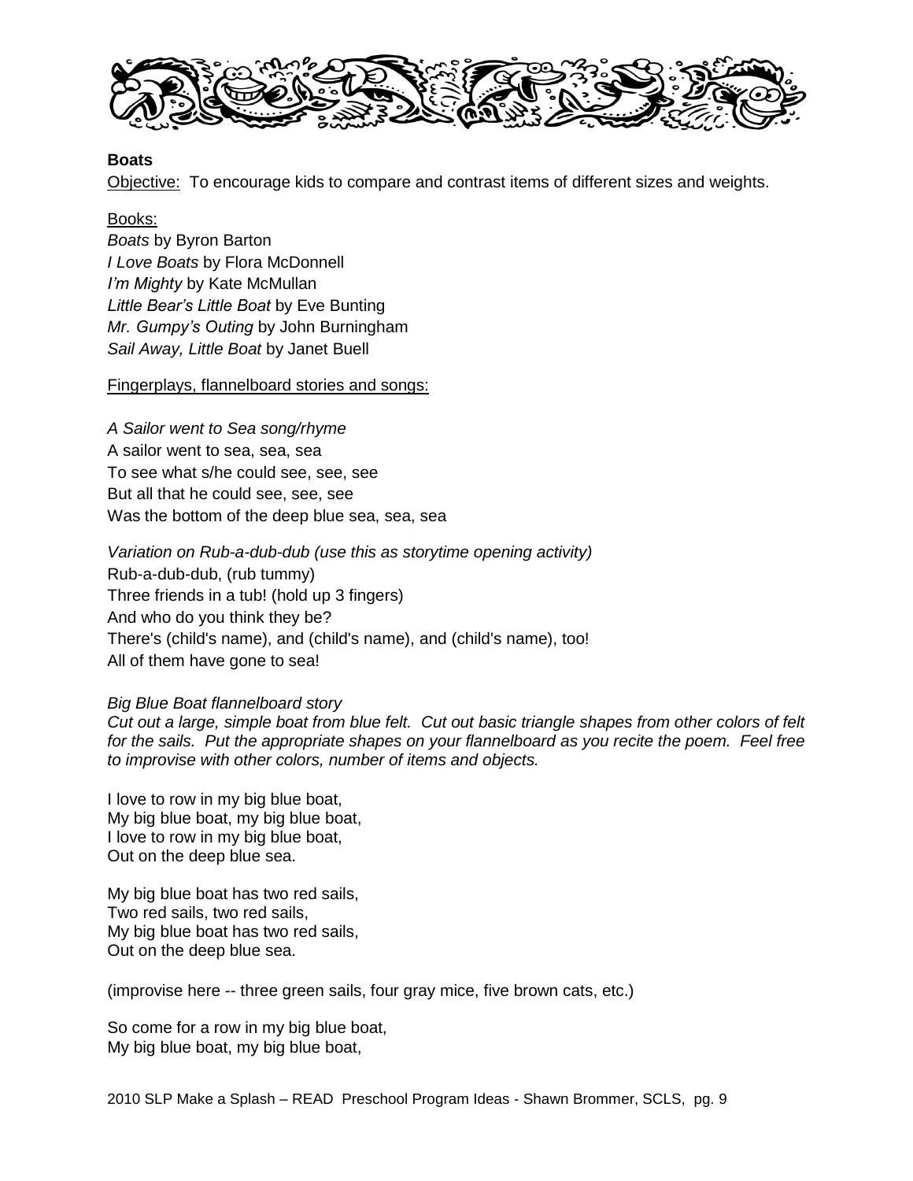## Boats

<u>Objective:</u> To encourage kids to compare and contrast items of different sizes and weights.

<u>Books:</u>

*Boats* by Byron Barton
*I Love Boats* by Flora McDonnell
*I'm Mighty* by Kate McMullan
*Little Bear's Little Boat* by Eve Bunting
*Mr. Gumpy's Outing* by John Burningham
*Sail Away, Little Boat* by Janet Buell

<u>Fingerplays, flannelboard stories and songs:</u>

*A Sailor went to Sea song/rhyme*
A sailor went to sea, sea, sea
To see what s/he could see, see, see
But all that he could see, see, see
Was the bottom of the deep blue sea, sea, sea

*Variation on Rub-a-dub-dub (use this as storytime opening activity)*
Rub-a-dub-dub, (rub tummy)
Three friends in a tub! (hold up 3 fingers)
And who do you think they be?
There's (child's name), and (child's name), and (child's name), too!
All of them have gone to sea!

*Big Blue Boat flannelboard story*
*Cut out a large, simple boat from blue felt. Cut out basic triangle shapes from other colors of felt for the sails. Put the appropriate shapes on your flannelboard as you recite the poem. Feel free to improvise with other colors, number of items and objects.*

I love to row in my big blue boat,
My big blue boat, my big blue boat,
I love to row in my big blue boat,
Out on the deep blue sea.

My big blue boat has two red sails,
Two red sails, two red sails,
My big blue boat has two red sails,
Out on the deep blue sea.

(improvise here -- three green sails, four gray mice, five brown cats, etc.)

So come for a row in my big blue boat,
My big blue boat, my big blue boat,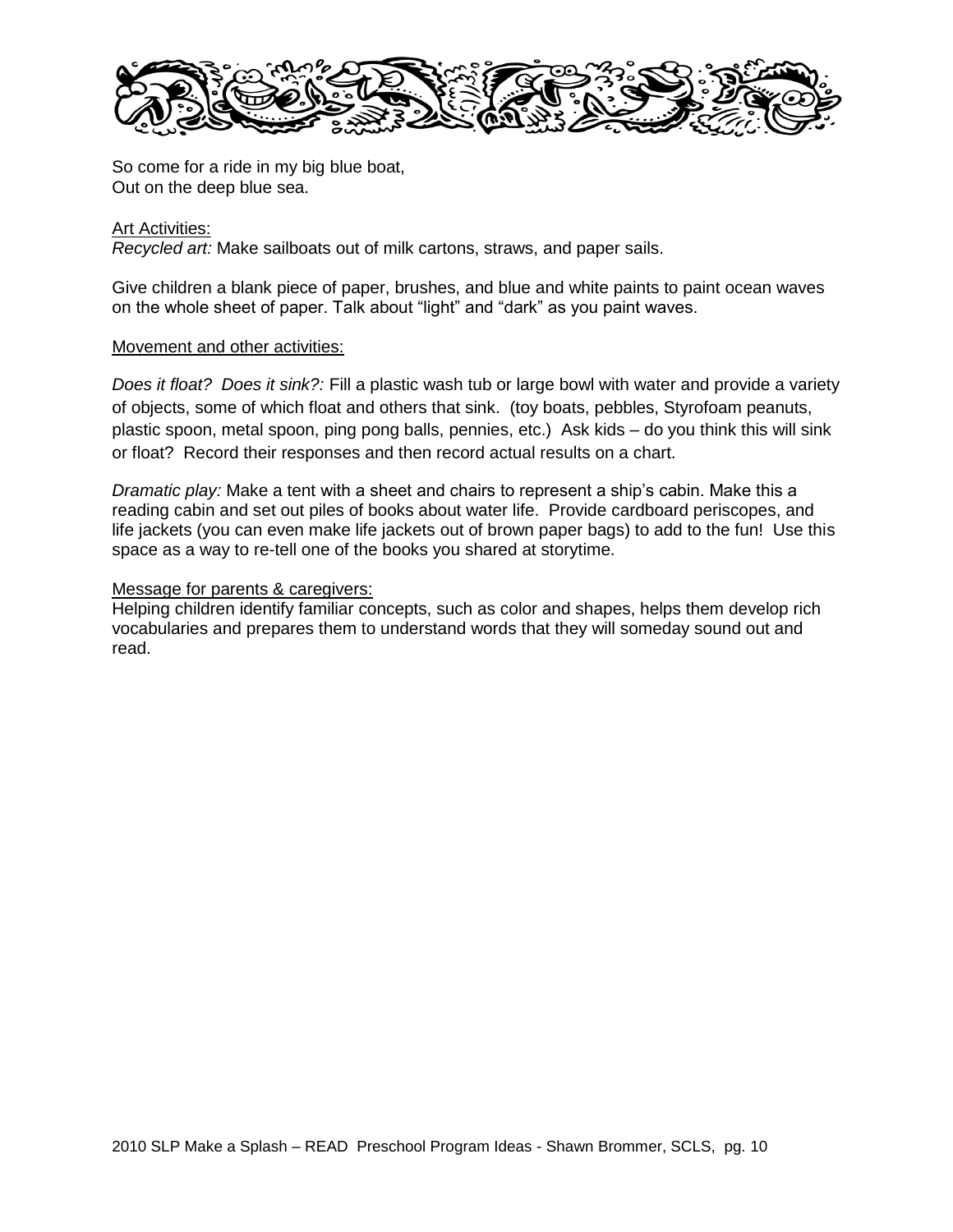So come for a ride in my big blue boat,
Out on the deep blue sea.

Art Activities:

*Recycled art:* Make sailboats out of milk cartons, straws, and paper sails.

Give children a blank piece of paper, brushes, and blue and white paints to paint ocean waves on the whole sheet of paper. Talk about "light" and "dark" as you paint waves.

Movement and other activities:

*Does it float? Does it sink?:* Fill a plastic wash tub or large bowl with water and provide a variety of objects, some of which float and others that sink. (toy boats, pebbles, Styrofoam peanuts, plastic spoon, metal spoon, ping pong balls, pennies, etc.) Ask kids – do you think this will sink or float? Record their responses and then record actual results on a chart.

*Dramatic play:* Make a tent with a sheet and chairs to represent a ship's cabin. Make this a reading cabin and set out piles of books about water life. Provide cardboard periscopes, and life jackets (you can even make life jackets out of brown paper bags) to add to the fun! Use this space as a way to re-tell one of the books you shared at storytime.

Message for parents & caregivers:

Helping children identify familiar concepts, such as color and shapes, helps them develop rich vocabularies and prepares them to understand words that they will someday sound out and read.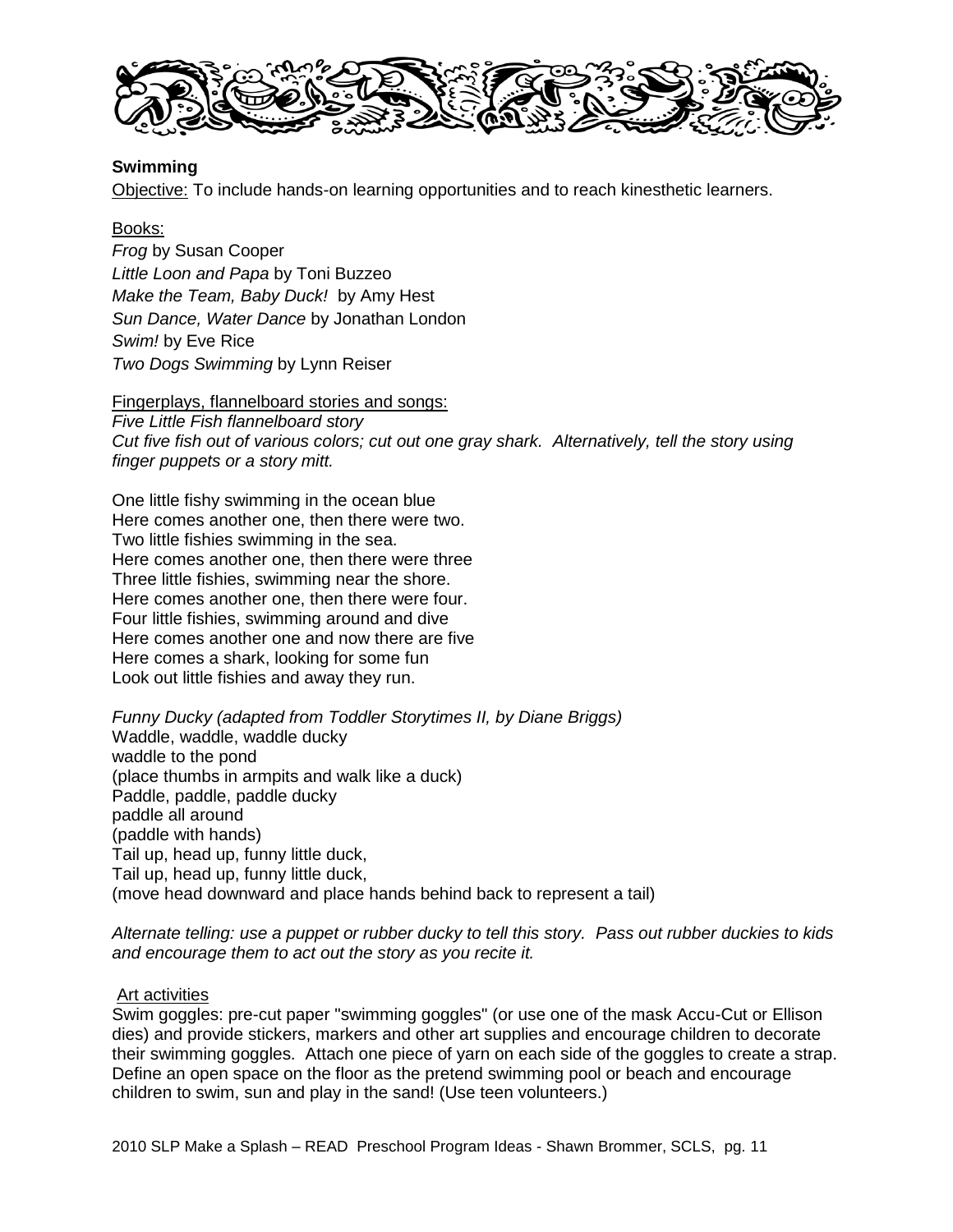**Swimming**

<u>Objective:</u> To include hands-on learning opportunities and to reach kinesthetic learners.

<u>Books:</u>

*Frog* by Susan Cooper
*Little Loon and Papa* by Toni Buzzeo
*Make the Team, Baby Duck!* by Amy Hest
*Sun Dance, Water Dance* by Jonathan London
*Swim!* by Eve Rice
*Two Dogs Swimming* by Lynn Reiser

<u>Fingerplays, flannelboard stories and songs:</u>

*Five Little Fish flannelboard story*
*Cut five fish out of various colors; cut out one gray shark. Alternatively, tell the story using finger puppets or a story mitt.*

One little fishy swimming in the ocean blue
Here comes another one, then there were two.
Two little fishies swimming in the sea.
Here comes another one, then there were three
Three little fishies, swimming near the shore.
Here comes another one, then there were four.
Four little fishies, swimming around and dive
Here comes another one and now there are five
Here comes a shark, looking for some fun
Look out little fishies and away they run.

*Funny Ducky (adapted from Toddler Storytimes II, by Diane Briggs)*
Waddle, waddle, waddle ducky
waddle to the pond
(place thumbs in armpits and walk like a duck)
Paddle, paddle, paddle ducky
paddle all around
(paddle with hands)
Tail up, head up, funny little duck,
Tail up, head up, funny little duck,
(move head downward and place hands behind back to represent a tail)

*Alternate telling: use a puppet or rubber ducky to tell this story. Pass out rubber duckies to kids and encourage them to act out the story as you recite it.*

<u>Art activities</u>

Swim goggles: pre-cut paper "swimming goggles" (or use one of the mask Accu-Cut or Ellison dies) and provide stickers, markers and other art supplies and encourage children to decorate their swimming goggles. Attach one piece of yarn on each side of the goggles to create a strap. Define an open space on the floor as the pretend swimming pool or beach and encourage children to swim, sun and play in the sand! (Use teen volunteers.)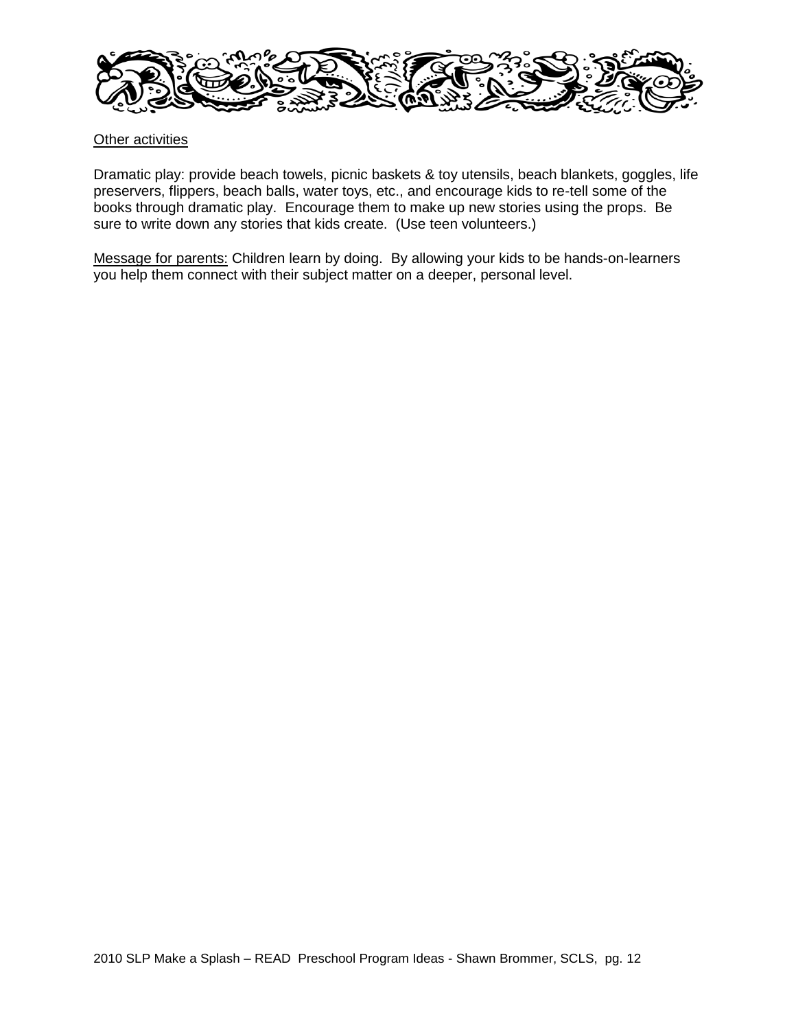Other activities

Dramatic play: provide beach towels, picnic baskets & toy utensils, beach blankets, goggles, life preservers, flippers, beach balls, water toys, etc., and encourage kids to re-tell some of the books through dramatic play. Encourage them to make up new stories using the props. Be sure to write down any stories that kids create. (Use teen volunteers.)

Message for parents: Children learn by doing. By allowing your kids to be hands-on-learners you help them connect with their subject matter on a deeper, personal level.